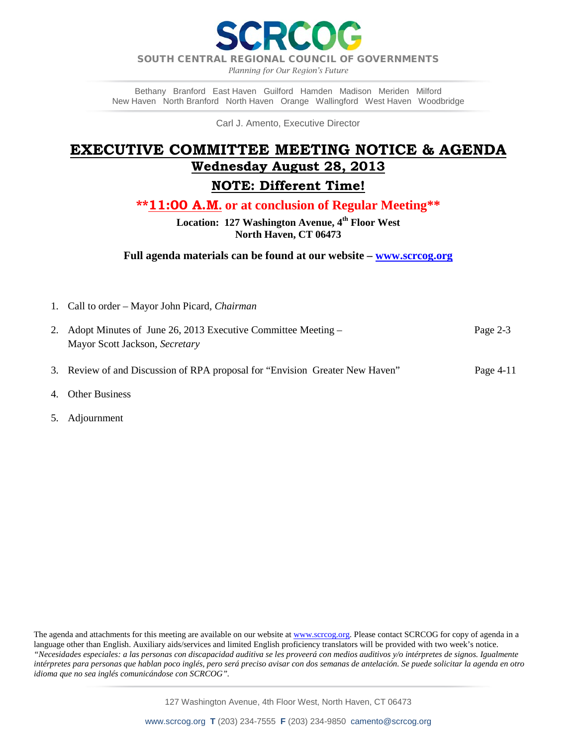# SCRCOG

**SOUTH CENTRAL REGIONAL COUNCIL OF GOVERNMENTS**

*Planning for Our Region's Future*

Bethany Branford East Haven Guilford Hamden Madison Meriden Milford
New Haven North Branford North Haven Orange Wallingford West Haven Woodbridge

Carl J. Amento, Executive Director

## EXECUTIVE COMMITTEE MEETING NOTICE & AGENDA

### Wednesday August 28, 2013

### NOTE: Different Time!

**\*\*11:00 A.M. or at conclusion of Regular Meeting\*\***

**Location: 127 Washington Avenue, 4th Floor West**
**North Haven, CT 06473**

**Full agenda materials can be found at our website – www.scrcog.org**

1. Call to order – Mayor John Picard, *Chairman*
2. Adopt Minutes of June 26, 2013 Executive Committee Meeting – Mayor Scott Jackson, *Secretary* — Page 2-3
3. Review of and Discussion of RPA proposal for "Envision Greater New Haven" — Page 4-11
4. Other Business
5. Adjournment

The agenda and attachments for this meeting are available on our website at www.scrcog.org. Please contact SCRCOG for copy of agenda in a language other than English. Auxiliary aids/services and limited English proficiency translators will be provided with two week's notice.
*"Necesidades especiales: a las personas con discapacidad auditiva se les proveerá con medios auditivos y/o intérpretes de signos. Igualmente intérpretes para personas que hablan poco inglés, pero será preciso avisar con dos semanas de antelación. Se puede solicitar la agenda en otro idioma que no sea inglés comunicándose con SCRCOG".*

127 Washington Avenue, 4th Floor West, North Haven, CT 06473

www.scrcog.org **T** (203) 234-7555 **F** (203) 234-9850 camento@scrcog.org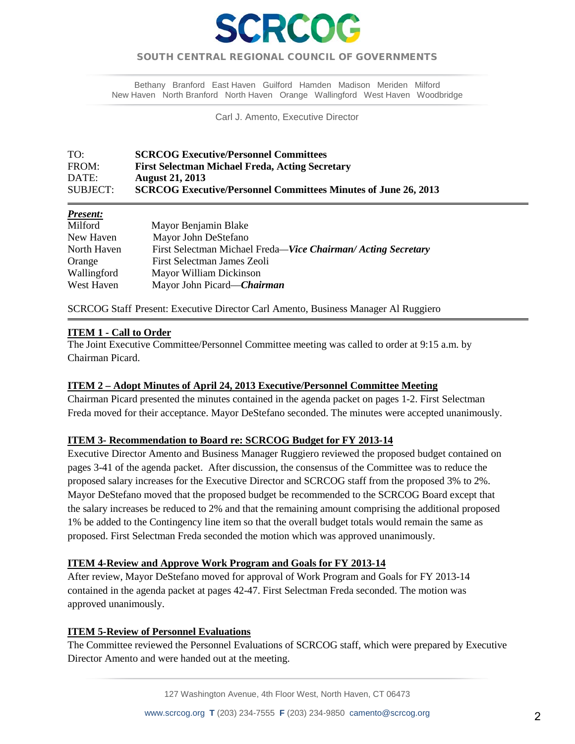# SCRCOG

**SOUTH CENTRAL REGIONAL COUNCIL OF GOVERNMENTS**

Bethany Branford East Haven Guilford Hamden Madison Meriden Milford
New Haven North Branford North Haven Orange Wallingford West Haven Woodbridge

Carl J. Amento, Executive Director

| | |
|---|---|
| TO: | **SCRCOG Executive/Personnel Committees** |
| FROM: | **First Selectman Michael Freda, Acting Secretary** |
| DATE: | **August 21, 2013** |
| SUBJECT: | **SCRCOG Executive/Personnel Committees Minutes of June 26, 2013** |

***Present:***

| | |
|---|---|
| Milford | Mayor Benjamin Blake |
| New Haven | Mayor John DeStefano |
| North Haven | First Selectman Michael Freda—***Vice Chairman/ Acting Secretary*** |
| Orange | First Selectman James Zeoli |
| Wallingford | Mayor William Dickinson |
| West Haven | Mayor John Picard—***Chairman*** |

SCRCOG Staff Present: Executive Director Carl Amento, Business Manager Al Ruggiero

**ITEM 1 - Call to Order**

The Joint Executive Committee/Personnel Committee meeting was called to order at 9:15 a.m. by Chairman Picard.

**ITEM 2 – Adopt Minutes of April 24, 2013 Executive/Personnel Committee Meeting**

Chairman Picard presented the minutes contained in the agenda packet on pages 1-2. First Selectman Freda moved for their acceptance. Mayor DeStefano seconded. The minutes were accepted unanimously.

**ITEM 3- Recommendation to Board re: SCRCOG Budget for FY 2013-14**

Executive Director Amento and Business Manager Ruggiero reviewed the proposed budget contained on pages 3-41 of the agenda packet. After discussion, the consensus of the Committee was to reduce the proposed salary increases for the Executive Director and SCRCOG staff from the proposed 3% to 2%. Mayor DeStefano moved that the proposed budget be recommended to the SCRCOG Board except that the salary increases be reduced to 2% and that the remaining amount comprising the additional proposed 1% be added to the Contingency line item so that the overall budget totals would remain the same as proposed. First Selectman Freda seconded the motion which was approved unanimously.

**ITEM 4-Review and Approve Work Program and Goals for FY 2013-14**

After review, Mayor DeStefano moved for approval of Work Program and Goals for FY 2013-14 contained in the agenda packet at pages 42-47. First Selectman Freda seconded. The motion was approved unanimously.

**ITEM 5-Review of Personnel Evaluations**

The Committee reviewed the Personnel Evaluations of SCRCOG staff, which were prepared by Executive Director Amento and were handed out at the meeting.

127 Washington Avenue, 4th Floor West, North Haven, CT 06473

www.scrcog.org **T** (203) 234-7555 **F** (203) 234-9850 camento@scrcog.org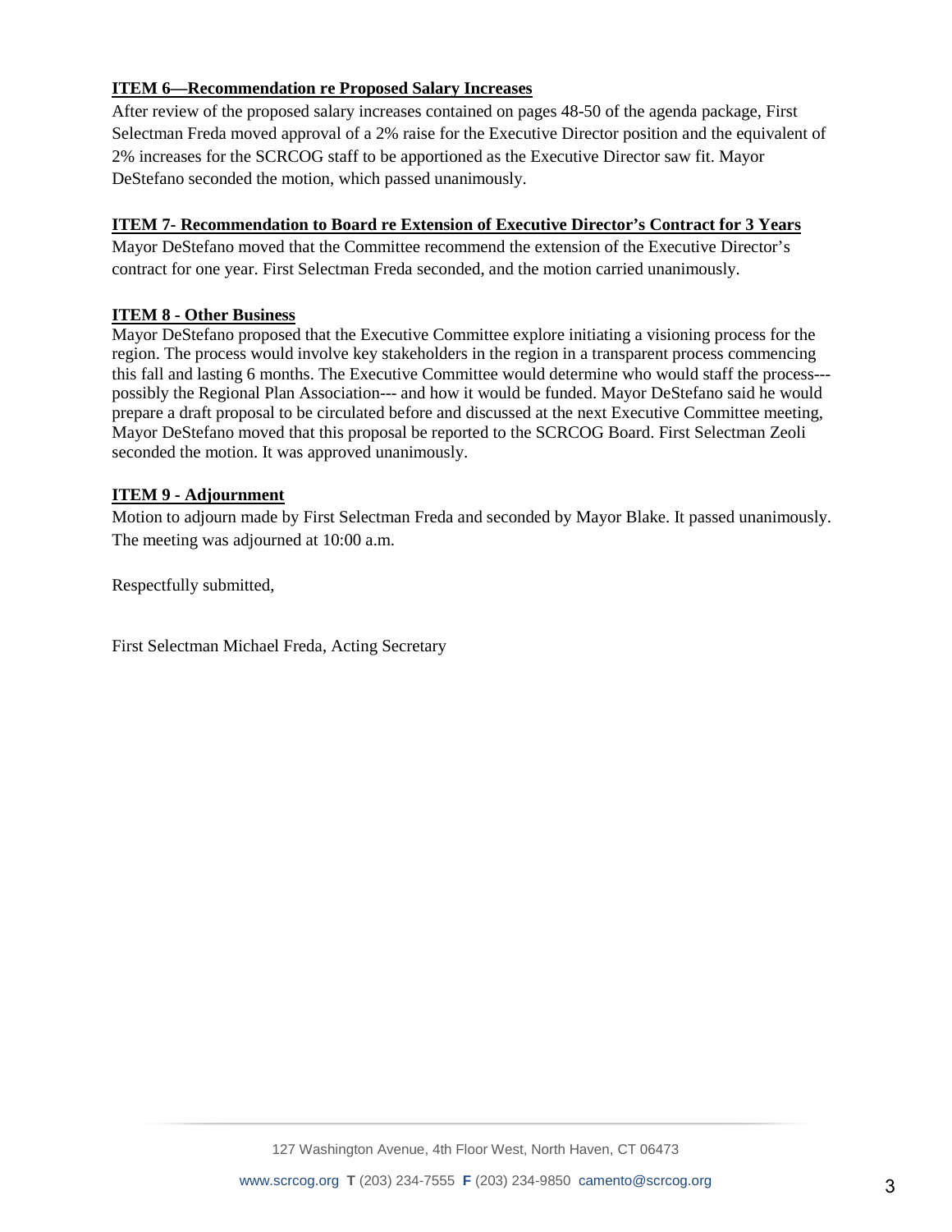**ITEM 6—Recommendation re Proposed Salary Increases**

After review of the proposed salary increases contained on pages 48-50 of the agenda package, First Selectman Freda moved approval of a 2% raise for the Executive Director position and the equivalent of 2% increases for the SCRCOG staff to be apportioned as the Executive Director saw fit. Mayor DeStefano seconded the motion, which passed unanimously.

**ITEM 7- Recommendation to Board re Extension of Executive Director's Contract for 3 Years**

Mayor DeStefano moved that the Committee recommend the extension of the Executive Director's contract for one year. First Selectman Freda seconded, and the motion carried unanimously.

**ITEM 8 - Other Business**

Mayor DeStefano proposed that the Executive Committee explore initiating a visioning process for the region. The process would involve key stakeholders in the region in a transparent process commencing this fall and lasting 6 months. The Executive Committee would determine who would staff the process---possibly the Regional Plan Association--- and how it would be funded. Mayor DeStefano said he would prepare a draft proposal to be circulated before and discussed at the next Executive Committee meeting, Mayor DeStefano moved that this proposal be reported to the SCRCOG Board. First Selectman Zeoli seconded the motion. It was approved unanimously.

**ITEM 9 - Adjournment**

Motion to adjourn made by First Selectman Freda and seconded by Mayor Blake. It passed unanimously. The meeting was adjourned at 10:00 a.m.

Respectfully submitted,

First Selectman Michael Freda, Acting Secretary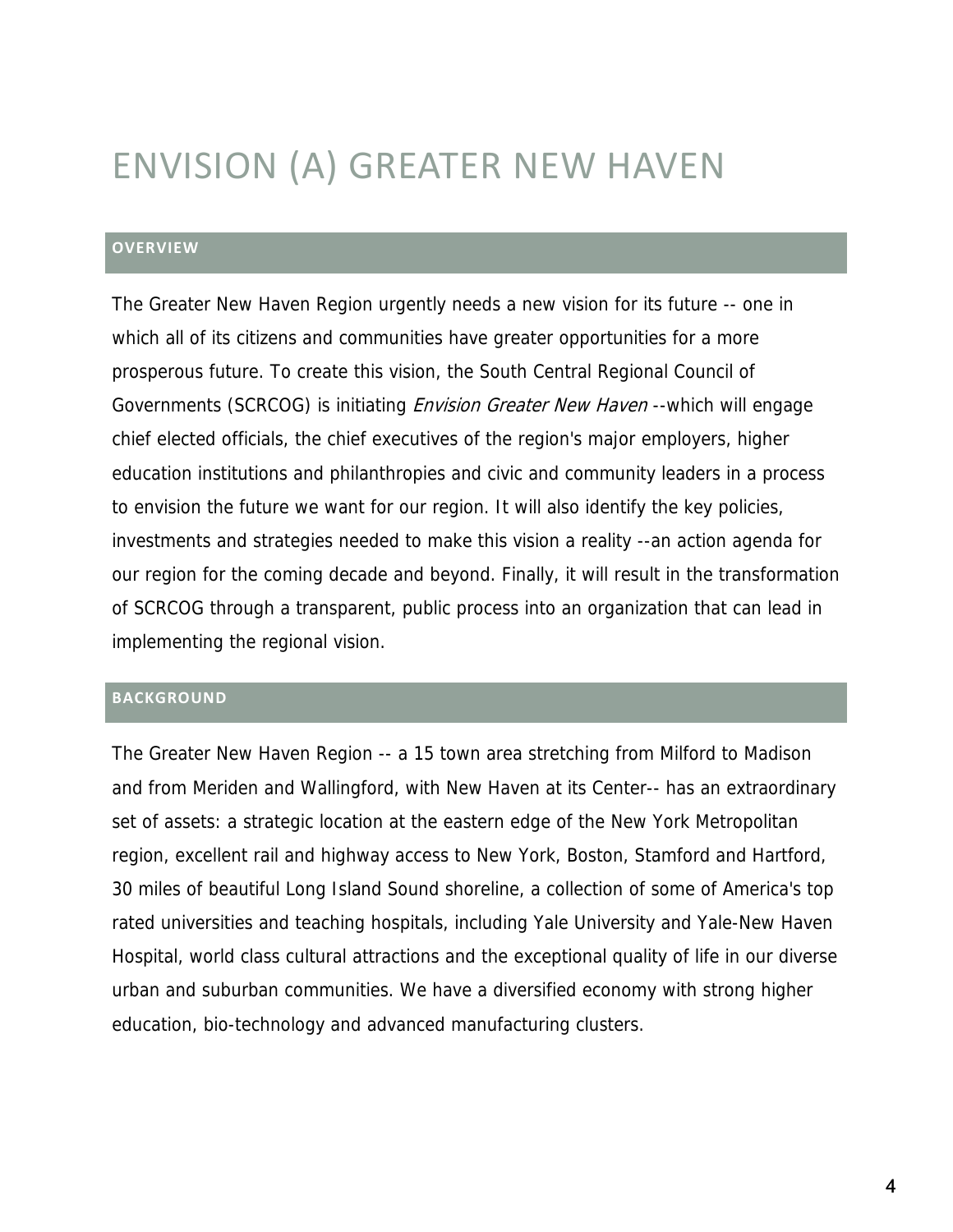# ENVISION (A) GREATER NEW HAVEN

## OVERVIEW

The Greater New Haven Region urgently needs a new vision for its future -- one in which all of its citizens and communities have greater opportunities for a more prosperous future. To create this vision, the South Central Regional Council of Governments (SCRCOG) is initiating *Envision Greater New Haven* --which will engage chief elected officials, the chief executives of the region's major employers, higher education institutions and philanthropies and civic and community leaders in a process to envision the future we want for our region. It will also identify the key policies, investments and strategies needed to make this vision a reality --an action agenda for our region for the coming decade and beyond. Finally, it will result in the transformation of SCRCOG through a transparent, public process into an organization that can lead in implementing the regional vision.

## BACKGROUND

The Greater New Haven Region -- a 15 town area stretching from Milford to Madison and from Meriden and Wallingford, with New Haven at its Center-- has an extraordinary set of assets: a strategic location at the eastern edge of the New York Metropolitan region, excellent rail and highway access to New York, Boston, Stamford and Hartford, 30 miles of beautiful Long Island Sound shoreline, a collection of some of America's top rated universities and teaching hospitals, including Yale University and Yale-New Haven Hospital, world class cultural attractions and the exceptional quality of life in our diverse urban and suburban communities. We have a diversified economy with strong higher education, bio-technology and advanced manufacturing clusters.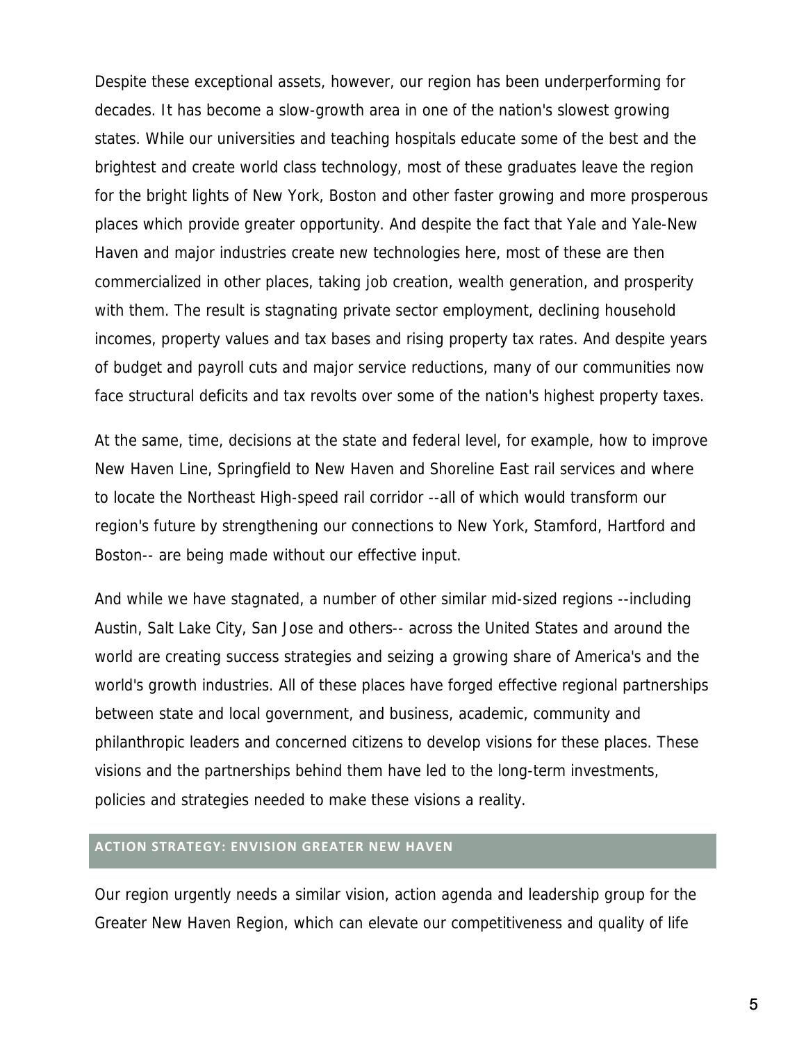Despite these exceptional assets, however, our region has been underperforming for decades. It has become a slow-growth area in one of the nation's slowest growing states. While our universities and teaching hospitals educate some of the best and the brightest and create world class technology, most of these graduates leave the region for the bright lights of New York, Boston and other faster growing and more prosperous places which provide greater opportunity. And despite the fact that Yale and Yale-New Haven and major industries create new technologies here, most of these are then commercialized in other places, taking job creation, wealth generation, and prosperity with them. The result is stagnating private sector employment, declining household incomes, property values and tax bases and rising property tax rates. And despite years of budget and payroll cuts and major service reductions, many of our communities now face structural deficits and tax revolts over some of the nation's highest property taxes.

At the same, time, decisions at the state and federal level, for example, how to improve New Haven Line, Springfield to New Haven and Shoreline East rail services and where to locate the Northeast High-speed rail corridor --all of which would transform our region's future by strengthening our connections to New York, Stamford, Hartford and Boston-- are being made without our effective input.

And while we have stagnated, a number of other similar mid-sized regions --including Austin, Salt Lake City, San Jose and others-- across the United States and around the world are creating success strategies and seizing a growing share of America's and the world's growth industries. All of these places have forged effective regional partnerships between state and local government, and business, academic, community and philanthropic leaders and concerned citizens to develop visions for these places. These visions and the partnerships behind them have led to the long-term investments, policies and strategies needed to make these visions a reality.

## ACTION STRATEGY: ENVISION GREATER NEW HAVEN

Our region urgently needs a similar vision, action agenda and leadership group for the Greater New Haven Region, which can elevate our competitiveness and quality of life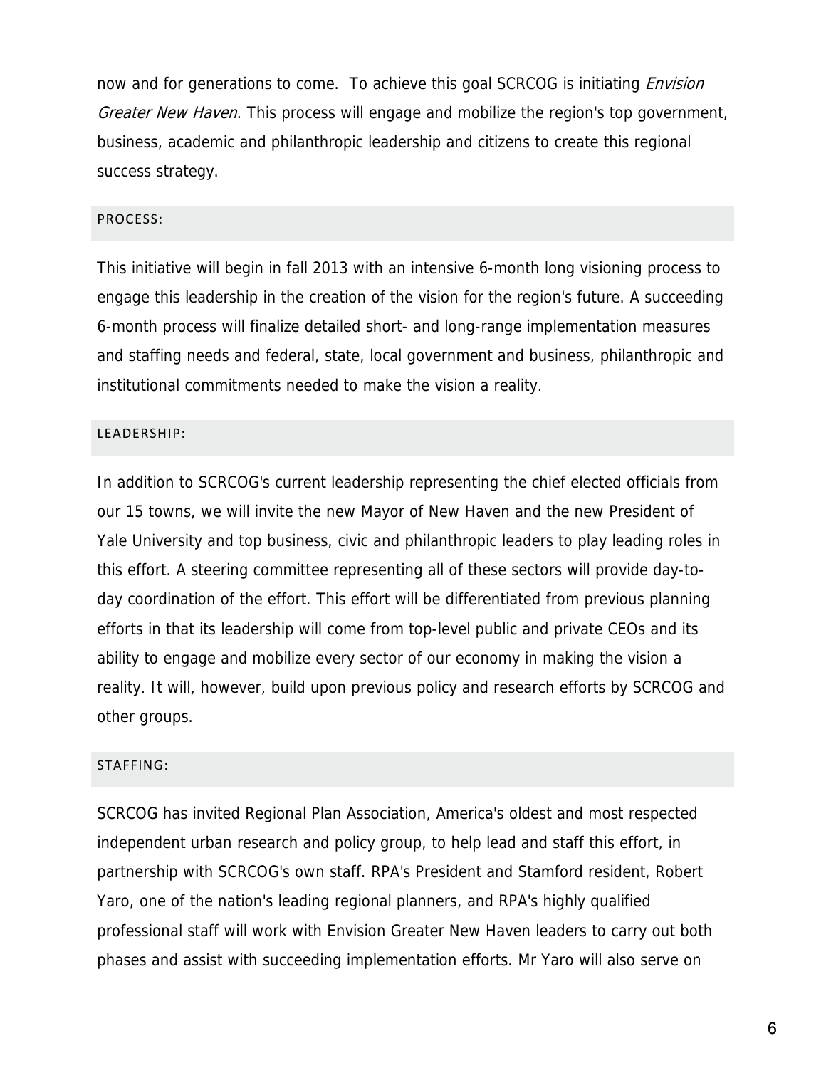now and for generations to come. To achieve this goal SCRCOG is initiating *Envision Greater New Haven*. This process will engage and mobilize the region's top government, business, academic and philanthropic leadership and citizens to create this regional success strategy.

## PROCESS:

This initiative will begin in fall 2013 with an intensive 6-month long visioning process to engage this leadership in the creation of the vision for the region's future. A succeeding 6-month process will finalize detailed short- and long-range implementation measures and staffing needs and federal, state, local government and business, philanthropic and institutional commitments needed to make the vision a reality.

## LEADERSHIP:

In addition to SCRCOG's current leadership representing the chief elected officials from our 15 towns, we will invite the new Mayor of New Haven and the new President of Yale University and top business, civic and philanthropic leaders to play leading roles in this effort. A steering committee representing all of these sectors will provide day-to-day coordination of the effort. This effort will be differentiated from previous planning efforts in that its leadership will come from top-level public and private CEOs and its ability to engage and mobilize every sector of our economy in making the vision a reality. It will, however, build upon previous policy and research efforts by SCRCOG and other groups.

## STAFFING:

SCRCOG has invited Regional Plan Association, America's oldest and most respected independent urban research and policy group, to help lead and staff this effort, in partnership with SCRCOG's own staff. RPA's President and Stamford resident, Robert Yaro, one of the nation's leading regional planners, and RPA's highly qualified professional staff will work with Envision Greater New Haven leaders to carry out both phases and assist with succeeding implementation efforts. Mr Yaro will also serve on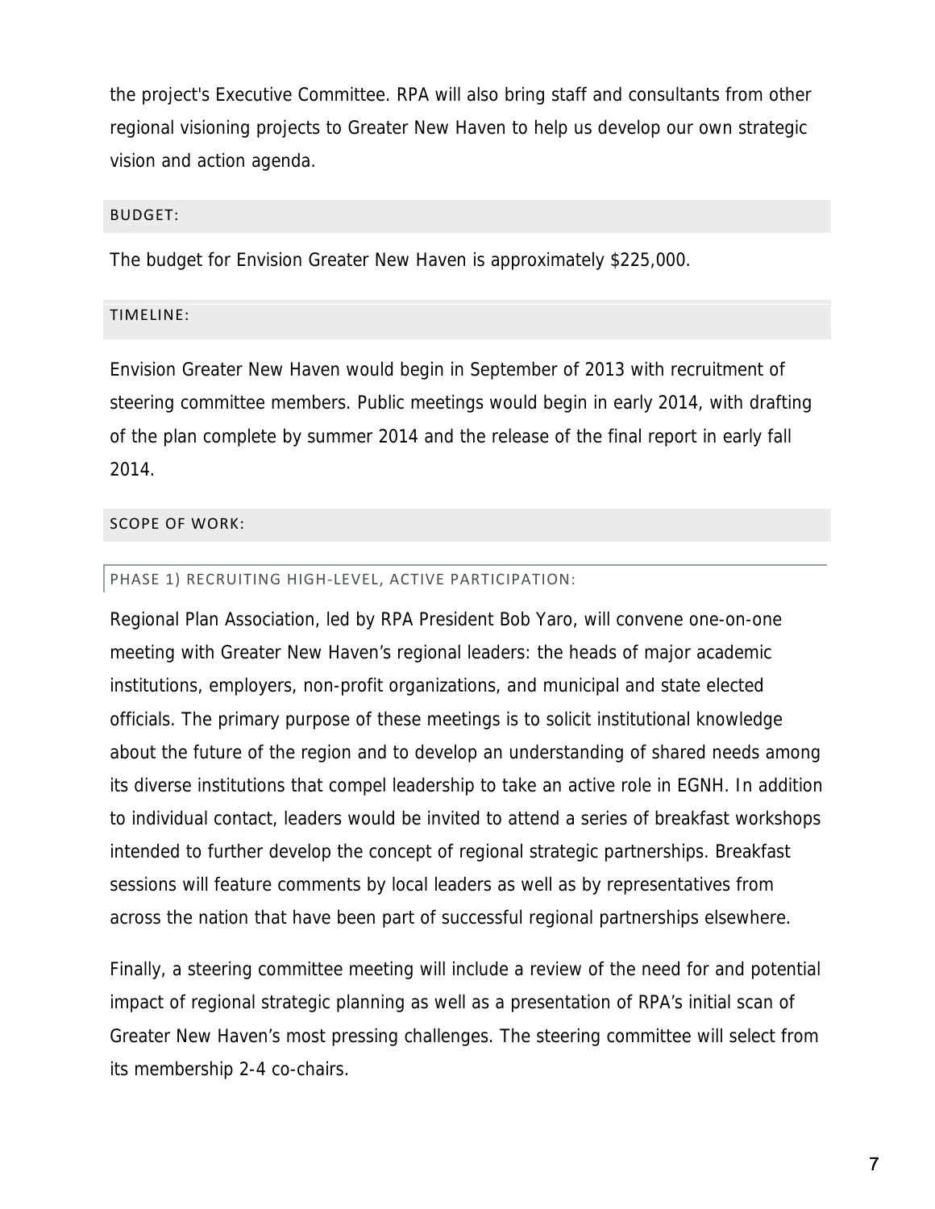the project's Executive Committee. RPA will also bring staff and consultants from other regional visioning projects to Greater New Haven to help us develop our own strategic vision and action agenda.

## BUDGET:

The budget for Envision Greater New Haven is approximately $225,000.

## TIMELINE:

Envision Greater New Haven would begin in September of 2013 with recruitment of steering committee members. Public meetings would begin in early 2014, with drafting of the plan complete by summer 2014 and the release of the final report in early fall 2014.

## SCOPE OF WORK:

### PHASE 1) RECRUITING HIGH-LEVEL, ACTIVE PARTICIPATION:

Regional Plan Association, led by RPA President Bob Yaro, will convene one-on-one meeting with Greater New Haven's regional leaders: the heads of major academic institutions, employers, non-profit organizations, and municipal and state elected officials. The primary purpose of these meetings is to solicit institutional knowledge about the future of the region and to develop an understanding of shared needs among its diverse institutions that compel leadership to take an active role in EGNH. In addition to individual contact, leaders would be invited to attend a series of breakfast workshops intended to further develop the concept of regional strategic partnerships. Breakfast sessions will feature comments by local leaders as well as by representatives from across the nation that have been part of successful regional partnerships elsewhere.

Finally, a steering committee meeting will include a review of the need for and potential impact of regional strategic planning as well as a presentation of RPA's initial scan of Greater New Haven's most pressing challenges. The steering committee will select from its membership 2-4 co-chairs.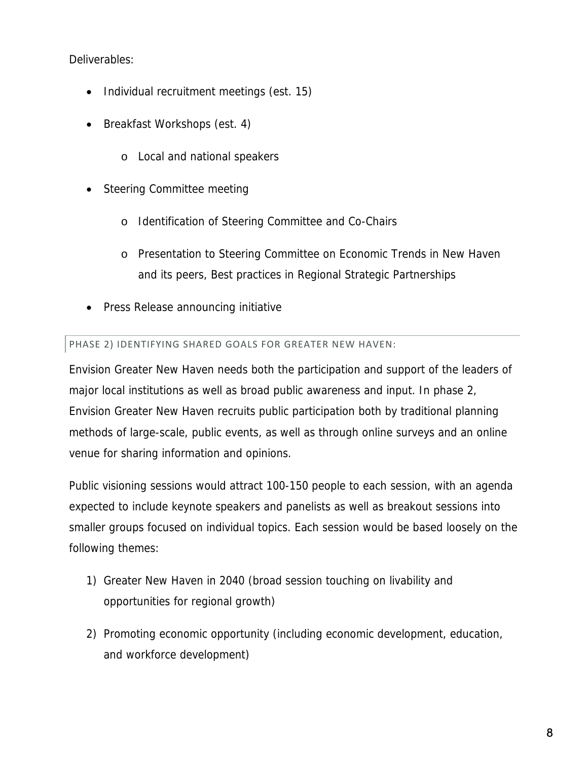Deliverables:

- Individual recruitment meetings (est. 15)
- Breakfast Workshops (est. 4)
    - Local and national speakers
- Steering Committee meeting
    - Identification of Steering Committee and Co-Chairs
    - Presentation to Steering Committee on Economic Trends in New Haven and its peers, Best practices in Regional Strategic Partnerships
- Press Release announcing initiative

### PHASE 2) IDENTIFYING SHARED GOALS FOR GREATER NEW HAVEN:

Envision Greater New Haven needs both the participation and support of the leaders of major local institutions as well as broad public awareness and input. In phase 2, Envision Greater New Haven recruits public participation both by traditional planning methods of large-scale, public events, as well as through online surveys and an online venue for sharing information and opinions.

Public visioning sessions would attract 100-150 people to each session, with an agenda expected to include keynote speakers and panelists as well as breakout sessions into smaller groups focused on individual topics. Each session would be based loosely on the following themes:

1) Greater New Haven in 2040 (broad session touching on livability and opportunities for regional growth)
2) Promoting economic opportunity (including economic development, education, and workforce development)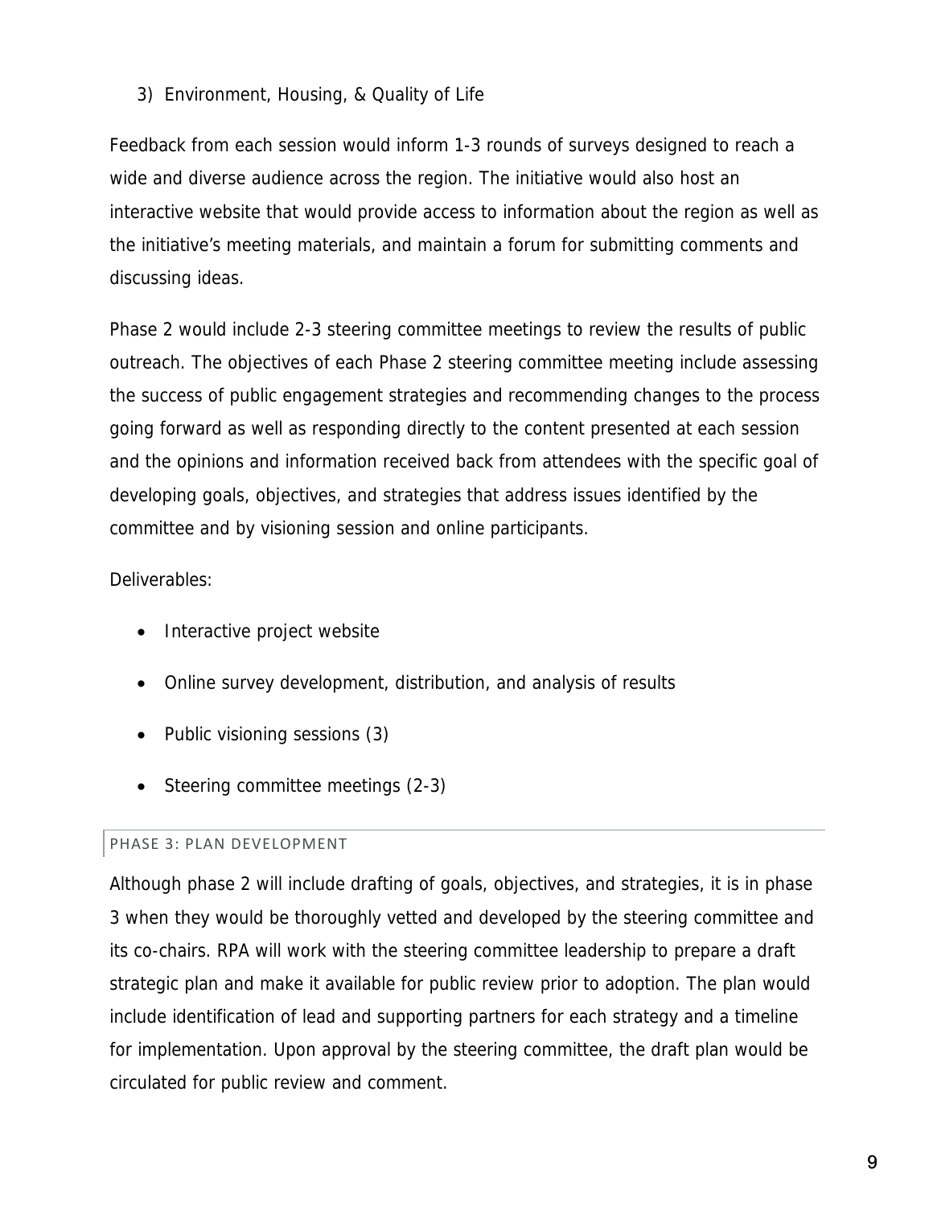3) Environment, Housing, & Quality of Life

Feedback from each session would inform 1-3 rounds of surveys designed to reach a wide and diverse audience across the region. The initiative would also host an interactive website that would provide access to information about the region as well as the initiative's meeting materials, and maintain a forum for submitting comments and discussing ideas.

Phase 2 would include 2-3 steering committee meetings to review the results of public outreach. The objectives of each Phase 2 steering committee meeting include assessing the success of public engagement strategies and recommending changes to the process going forward as well as responding directly to the content presented at each session and the opinions and information received back from attendees with the specific goal of developing goals, objectives, and strategies that address issues identified by the committee and by visioning session and online participants.

Deliverables:

- Interactive project website
- Online survey development, distribution, and analysis of results
- Public visioning sessions (3)
- Steering committee meetings (2-3)

## PHASE 3: PLAN DEVELOPMENT

Although phase 2 will include drafting of goals, objectives, and strategies, it is in phase 3 when they would be thoroughly vetted and developed by the steering committee and its co-chairs. RPA will work with the steering committee leadership to prepare a draft strategic plan and make it available for public review prior to adoption. The plan would include identification of lead and supporting partners for each strategy and a timeline for implementation. Upon approval by the steering committee, the draft plan would be circulated for public review and comment.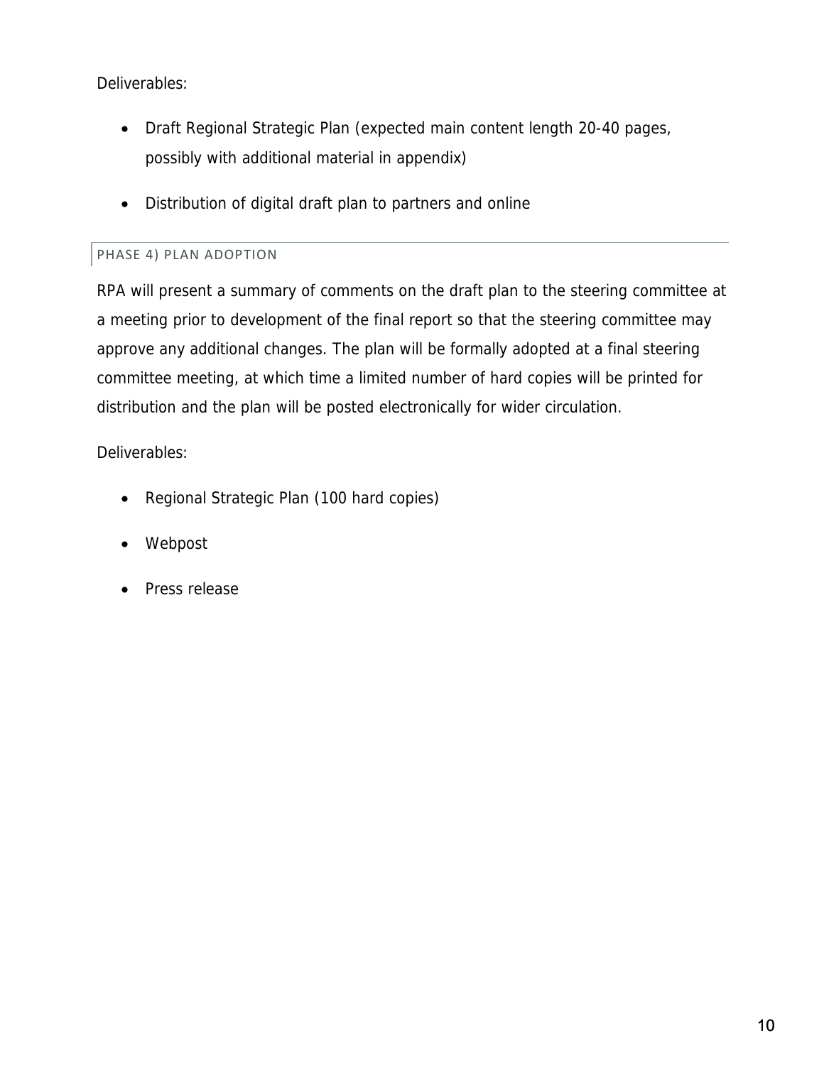Deliverables:

- Draft Regional Strategic Plan (expected main content length 20-40 pages, possibly with additional material in appendix)
- Distribution of digital draft plan to partners and online

### PHASE 4) PLAN ADOPTION

RPA will present a summary of comments on the draft plan to the steering committee at a meeting prior to development of the final report so that the steering committee may approve any additional changes. The plan will be formally adopted at a final steering committee meeting, at which time a limited number of hard copies will be printed for distribution and the plan will be posted electronically for wider circulation.

Deliverables:

- Regional Strategic Plan (100 hard copies)
- Webpost
- Press release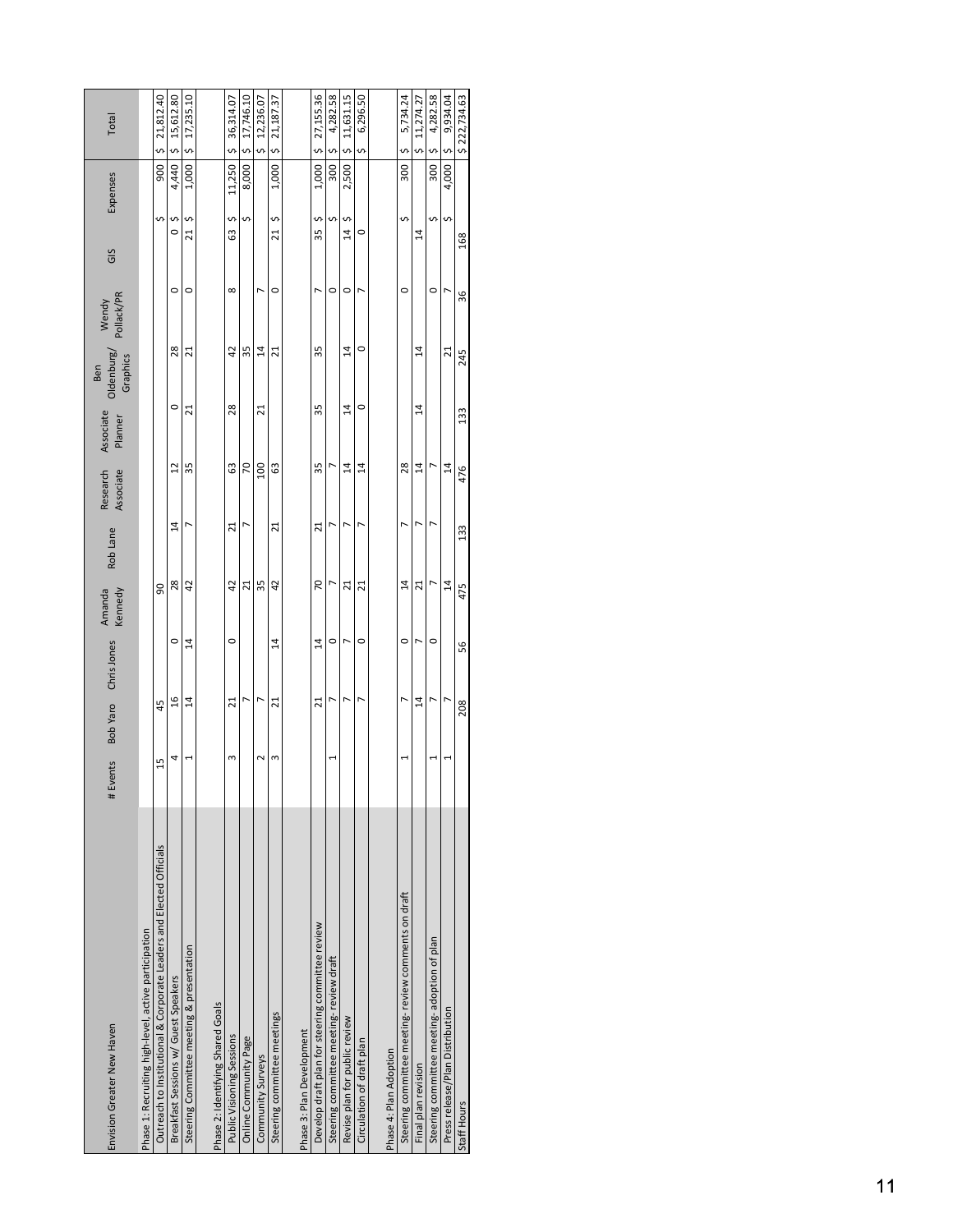| Envision Greater New Haven | # Events | Bob Yaro | Chris Jones | Amanda Kennedy | Rob Lane | Research Associate | Associate Planner | Ben Oldenburg/ Graphics | Wendy Pollack/PR | GIS | Expenses | Total |
|---|---|---|---|---|---|---|---|---|---|---|---|---|
| Phase 1: Recruiting high-level, active participation | | | | | | | | | | | | |
| Outreach to Institutional & Corporate Leaders and Elected Officials | 15 | 45 | | 90 | | | | | | | $ 900 | $ 21,812.40 |
| Breakfast Sessions w/ Guest Speakers | 4 | 16 | 0 | 28 | 14 | 12 | 0 | 28 | 0 | 0 | $ 4,440 | $ 15,612.80 |
| Steering Committee meeting & presentation | 1 | 14 | 14 | 42 | 7 | 35 | 21 | 21 | 0 | 21 | $ 1,000 | $ 17,235.10 |
| | | | | | | | | | | | | |
| Phase 2: Identifying Shared Goals | | | | | | | | | | | | |
| Public Visioning Sessions | 3 | 21 | 0 | 42 | 21 | 63 | 28 | 42 | 8 | 63 | $ 11,250 | $ 36,314.07 |
| Online Community Page | | 7 | | 21 | 7 | 70 | | 35 | | | $ 8,000 | $ 17,746.10 |
| Community Surveys | 2 | 7 | | 35 | | 100 | 21 | 14 | 7 | | | $ 12,236.07 |
| Steering committee meetings | 3 | 21 | 14 | 42 | 21 | 63 | | 21 | 0 | 21 | $ 1,000 | $ 21,187.37 |
| | | | | | | | | | | | | |
| Phase 3: Plan Development | | | | | | | | | | | | |
| Develop draft plan for steering committee review | | 21 | 14 | 70 | 21 | 35 | 35 | 35 | 7 | 35 | $ 1,000 | $ 27,155.36 |
| Steering committee meeting- review draft | 1 | 7 | 0 | 7 | 7 | 7 | | | 0 | | $ 300 | $ 4,282.58 |
| Revise plan for public review | | 7 | 7 | 21 | 7 | 14 | 14 | 14 | 0 | 14 | $ 2,500 | $ 11,631.15 |
| Circulation of draft plan | | 7 | 0 | 21 | 7 | 14 | 0 | 0 | 7 | 0 | | $ 6,296.50 |
| | | | | | | | | | | | | |
| Phase 4: Plan Adoption | | | | | | | | | | | | |
| Steering committee meeting- review comments on draft | 1 | 7 | 0 | 14 | 7 | 28 | | | 0 | | $ 300 | $ 5,734.24 |
| Final plan revision | | 14 | 7 | 21 | 7 | 14 | 14 | 14 | | 14 | | $ 11,274.27 |
| Steering committee meeting- adoption of plan | 1 | 7 | 0 | 7 | 7 | 7 | | | 0 | | $ 300 | $ 4,282.58 |
| Press release/Plan Distribution | 1 | 7 | | 14 | | 14 | | 21 | 7 | | $ 4,000 | $ 9,934.04 |
| Staff Hours | | 208 | 56 | 475 | 133 | 476 | 133 | 245 | 36 | 168 | | $ 222,734.63 |